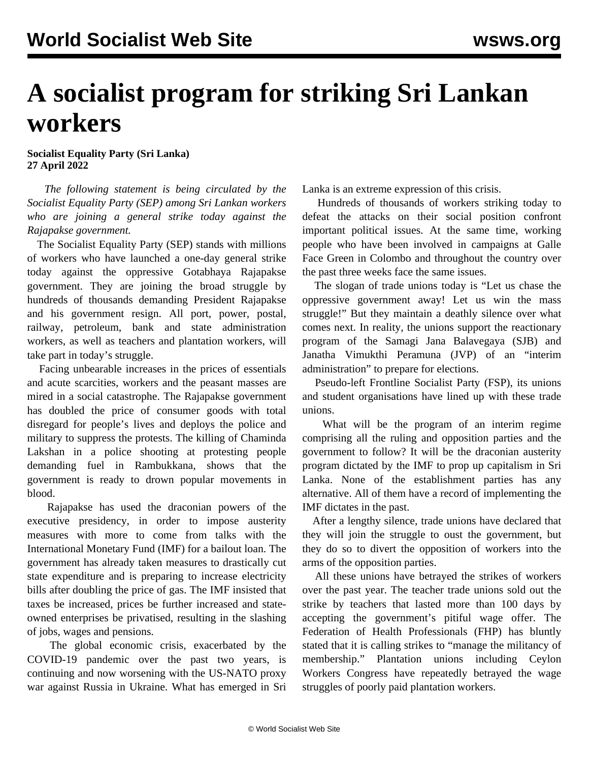# A socialist program for striking Sri Lankan workers

**Socialist Equality Party (Sri Lanka)**
**27 April 2022**

*The following statement is being circulated by the Socialist Equality Party (SEP) among Sri Lankan workers who are joining a general strike today against the Rajapakse government.*

The Socialist Equality Party (SEP) stands with millions of workers who have launched a one-day general strike today against the oppressive Gotabhaya Rajapakse government. They are joining the broad struggle by hundreds of thousands demanding President Rajapakse and his government resign. All port, power, postal, railway, petroleum, bank and state administration workers, as well as teachers and plantation workers, will take part in today's struggle.

Facing unbearable increases in the prices of essentials and acute scarcities, workers and the peasant masses are mired in a social catastrophe. The Rajapakse government has doubled the price of consumer goods with total disregard for people's lives and deploys the police and military to suppress the protests. The killing of Chaminda Lakshan in a police shooting at protesting people demanding fuel in Rambukkana, shows that the government is ready to drown popular movements in blood.

Rajapakse has used the draconian powers of the executive presidency, in order to impose austerity measures with more to come from talks with the International Monetary Fund (IMF) for a bailout loan. The government has already taken measures to drastically cut state expenditure and is preparing to increase electricity bills after doubling the price of gas. The IMF insisted that taxes be increased, prices be further increased and state-owned enterprises be privatised, resulting in the slashing of jobs, wages and pensions.

The global economic crisis, exacerbated by the COVID-19 pandemic over the past two years, is continuing and now worsening with the US-NATO proxy war against Russia in Ukraine. What has emerged in Sri Lanka is an extreme expression of this crisis.

Hundreds of thousands of workers striking today to defeat the attacks on their social position confront important political issues. At the same time, working people who have been involved in campaigns at Galle Face Green in Colombo and throughout the country over the past three weeks face the same issues.

The slogan of trade unions today is "Let us chase the oppressive government away! Let us win the mass struggle!" But they maintain a deathly silence over what comes next. In reality, the unions support the reactionary program of the Samagi Jana Balavegaya (SJB) and Janatha Vimukthi Peramuna (JVP) of an "interim administration" to prepare for elections.

Pseudo-left Frontline Socialist Party (FSP), its unions and student organisations have lined up with these trade unions.

What will be the program of an interim regime comprising all the ruling and opposition parties and the government to follow? It will be the draconian austerity program dictated by the IMF to prop up capitalism in Sri Lanka. None of the establishment parties has any alternative. All of them have a record of implementing the IMF dictates in the past.

After a lengthy silence, trade unions have declared that they will join the struggle to oust the government, but they do so to divert the opposition of workers into the arms of the opposition parties.

All these unions have betrayed the strikes of workers over the past year. The teacher trade unions sold out the strike by teachers that lasted more than 100 days by accepting the government's pitiful wage offer. The Federation of Health Professionals (FHP) has bluntly stated that it is calling strikes to "manage the militancy of membership." Plantation unions including Ceylon Workers Congress have repeatedly betrayed the wage struggles of poorly paid plantation workers.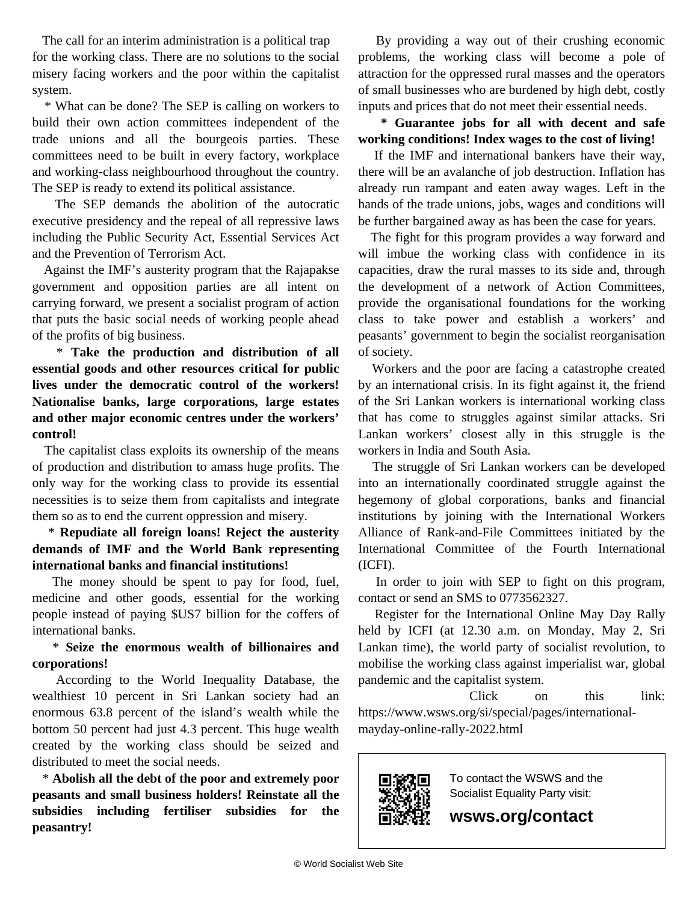The call for an interim administration is a political trap for the working class. There are no solutions to the social misery facing workers and the poor within the capitalist system.

* What can be done? The SEP is calling on workers to build their own action committees independent of the trade unions and all the bourgeois parties. These committees need to be built in every factory, workplace and working-class neighbourhood throughout the country. The SEP is ready to extend its political assistance.

The SEP demands the abolition of the autocratic executive presidency and the repeal of all repressive laws including the Public Security Act, Essential Services Act and the Prevention of Terrorism Act.

Against the IMF's austerity program that the Rajapakse government and opposition parties are all intent on carrying forward, we present a socialist program of action that puts the basic social needs of working people ahead of the profits of big business.

* **Take the production and distribution of all essential goods and other resources critical for public lives under the democratic control of the workers! Nationalise banks, large corporations, large estates and other major economic centres under the workers' control!**

The capitalist class exploits its ownership of the means of production and distribution to amass huge profits. The only way for the working class to provide its essential necessities is to seize them from capitalists and integrate them so as to end the current oppression and misery.

* **Repudiate all foreign loans! Reject the austerity demands of IMF and the World Bank representing international banks and financial institutions!**

The money should be spent to pay for food, fuel, medicine and other goods, essential for the working people instead of paying $US7 billion for the coffers of international banks.

* **Seize the enormous wealth of billionaires and corporations!**

According to the World Inequality Database, the wealthiest 10 percent in Sri Lankan society had an enormous 63.8 percent of the island's wealth while the bottom 50 percent had just 4.3 percent. This huge wealth created by the working class should be seized and distributed to meet the social needs.

* **Abolish all the debt of the poor and extremely poor peasants and small business holders! Reinstate all the subsidies including fertiliser subsidies for the peasantry!**

By providing a way out of their crushing economic problems, the working class will become a pole of attraction for the oppressed rural masses and the operators of small businesses who are burdened by high debt, costly inputs and prices that do not meet their essential needs.

* **Guarantee jobs for all with decent and safe working conditions! Index wages to the cost of living!**

If the IMF and international bankers have their way, there will be an avalanche of job destruction. Inflation has already run rampant and eaten away wages. Left in the hands of the trade unions, jobs, wages and conditions will be further bargained away as has been the case for years.

The fight for this program provides a way forward and will imbue the working class with confidence in its capacities, draw the rural masses to its side and, through the development of a network of Action Committees, provide the organisational foundations for the working class to take power and establish a workers' and peasants' government to begin the socialist reorganisation of society.

Workers and the poor are facing a catastrophe created by an international crisis. In its fight against it, the friend of the Sri Lankan workers is international working class that has come to struggles against similar attacks. Sri Lankan workers' closest ally in this struggle is the workers in India and South Asia.

The struggle of Sri Lankan workers can be developed into an internationally coordinated struggle against the hegemony of global corporations, banks and financial institutions by joining with the International Workers Alliance of Rank-and-File Committees initiated by the International Committee of the Fourth International (ICFI).

In order to join with SEP to fight on this program, contact or send an SMS to 0773562327.

Register for the International Online May Day Rally held by ICFI (at 12.30 a.m. on Monday, May 2, Sri Lankan time), the world party of socialist revolution, to mobilise the working class against imperialist war, global pandemic and the capitalist system.

Click on this link: https://www.wsws.org/si/special/pages/international-mayday-online-rally-2022.html

To contact the WSWS and the Socialist Equality Party visit:

**wsws.org/contact**